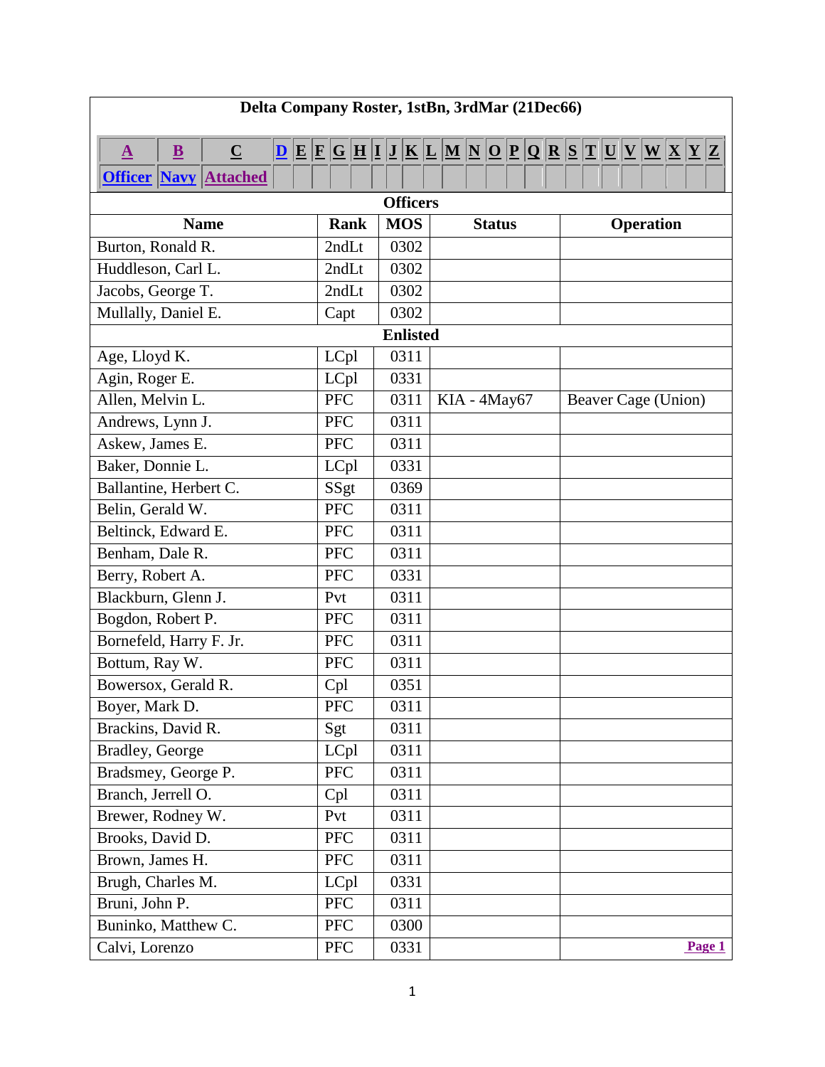**Delta Company Roster, 1stBn, 3rdMar (21Dec66)**

| A | B | C | D | E | F | G | H | I | J | K | L | M | N | O | P | Q | R | S | T | U | V | W | X | Y | Z |
|---|---|---|---|---|---|---|---|---|---|---|---|---|---|---|---|---|---|---|---|---|---|---|---|---|---|
| Officer | Navy | Attached | | | | | | | | | | | | | | | | | | | | | | | |

| Name | Rank | MOS | Status | Operation |
|---|---|---|---|---|
| **Officers** | | | | |
| Burton, Ronald R. | 2ndLt | 0302 | | |
| Huddleson, Carl L. | 2ndLt | 0302 | | |
| Jacobs, George T. | 2ndLt | 0302 | | |
| Mullally, Daniel E. | Capt | 0302 | | |
| **Enlisted** | | | | |
| Age, Lloyd K. | LCpl | 0311 | | |
| Agin, Roger E. | LCpl | 0331 | | |
| Allen, Melvin L. | PFC | 0311 | KIA - 4May67 | Beaver Cage (Union) |
| Andrews, Lynn J. | PFC | 0311 | | |
| Askew, James E. | PFC | 0311 | | |
| Baker, Donnie L. | LCpl | 0331 | | |
| Ballantine, Herbert C. | SSgt | 0369 | | |
| Belin, Gerald W. | PFC | 0311 | | |
| Beltinck, Edward E. | PFC | 0311 | | |
| Benham, Dale R. | PFC | 0311 | | |
| Berry, Robert A. | PFC | 0331 | | |
| Blackburn, Glenn J. | Pvt | 0311 | | |
| Bogdon, Robert P. | PFC | 0311 | | |
| Bornefeld, Harry F. Jr. | PFC | 0311 | | |
| Bottum, Ray W. | PFC | 0311 | | |
| Bowersox, Gerald R. | Cpl | 0351 | | |
| Boyer, Mark D. | PFC | 0311 | | |
| Brackins, David R. | Sgt | 0311 | | |
| Bradley, George | LCpl | 0311 | | |
| Bradsmey, George P. | PFC | 0311 | | |
| Branch, Jerrell O. | Cpl | 0311 | | |
| Brewer, Rodney W. | Pvt | 0311 | | |
| Brooks, David D. | PFC | 0311 | | |
| Brown, James H. | PFC | 0311 | | |
| Brugh, Charles M. | LCpl | 0331 | | |
| Bruni, John P. | PFC | 0311 | | |
| Buninko, Matthew C. | PFC | 0300 | | |
| Calvi, Lorenzo | PFC | 0331 | | Page 1 |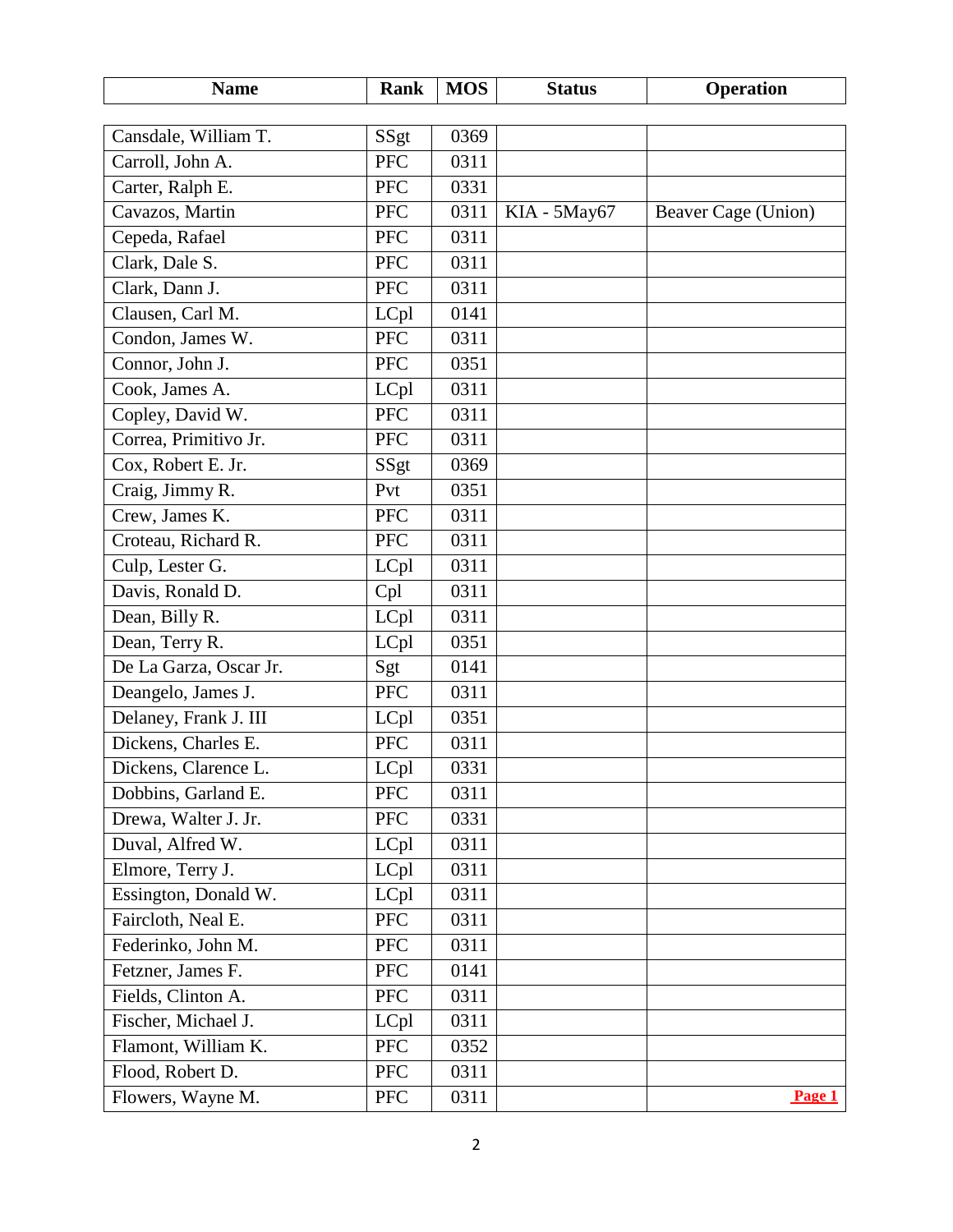| Name | Rank | MOS | Status | Operation |
|---|---|---|---|---|
| Cansdale, William T. | SSgt | 0369 | | |
| Carroll, John A. | PFC | 0311 | | |
| Carter, Ralph E. | PFC | 0331 | | |
| Cavazos, Martin | PFC | 0311 | KIA - 5May67 | Beaver Cage (Union) |
| Cepeda, Rafael | PFC | 0311 | | |
| Clark, Dale S. | PFC | 0311 | | |
| Clark, Dann J. | PFC | 0311 | | |
| Clausen, Carl M. | LCpl | 0141 | | |
| Condon, James W. | PFC | 0311 | | |
| Connor, John J. | PFC | 0351 | | |
| Cook, James A. | LCpl | 0311 | | |
| Copley, David W. | PFC | 0311 | | |
| Correa, Primitivo Jr. | PFC | 0311 | | |
| Cox, Robert E. Jr. | SSgt | 0369 | | |
| Craig, Jimmy R. | Pvt | 0351 | | |
| Crew, James K. | PFC | 0311 | | |
| Croteau, Richard R. | PFC | 0311 | | |
| Culp, Lester G. | LCpl | 0311 | | |
| Davis, Ronald D. | Cpl | 0311 | | |
| Dean, Billy R. | LCpl | 0311 | | |
| Dean, Terry R. | LCpl | 0351 | | |
| De La Garza, Oscar Jr. | Sgt | 0141 | | |
| Deangelo, James J. | PFC | 0311 | | |
| Delaney, Frank J. III | LCpl | 0351 | | |
| Dickens, Charles E. | PFC | 0311 | | |
| Dickens, Clarence L. | LCpl | 0331 | | |
| Dobbins, Garland E. | PFC | 0311 | | |
| Drewa, Walter J. Jr. | PFC | 0331 | | |
| Duval, Alfred W. | LCpl | 0311 | | |
| Elmore, Terry J. | LCpl | 0311 | | |
| Essington, Donald W. | LCpl | 0311 | | |
| Faircloth, Neal E. | PFC | 0311 | | |
| Federinko, John M. | PFC | 0311 | | |
| Fetzner, James F. | PFC | 0141 | | |
| Fields, Clinton A. | PFC | 0311 | | |
| Fischer, Michael J. | LCpl | 0311 | | |
| Flamont, William K. | PFC | 0352 | | |
| Flood, Robert D. | PFC | 0311 | | |
| Flowers, Wayne M. | PFC | 0311 | | **Page 1** |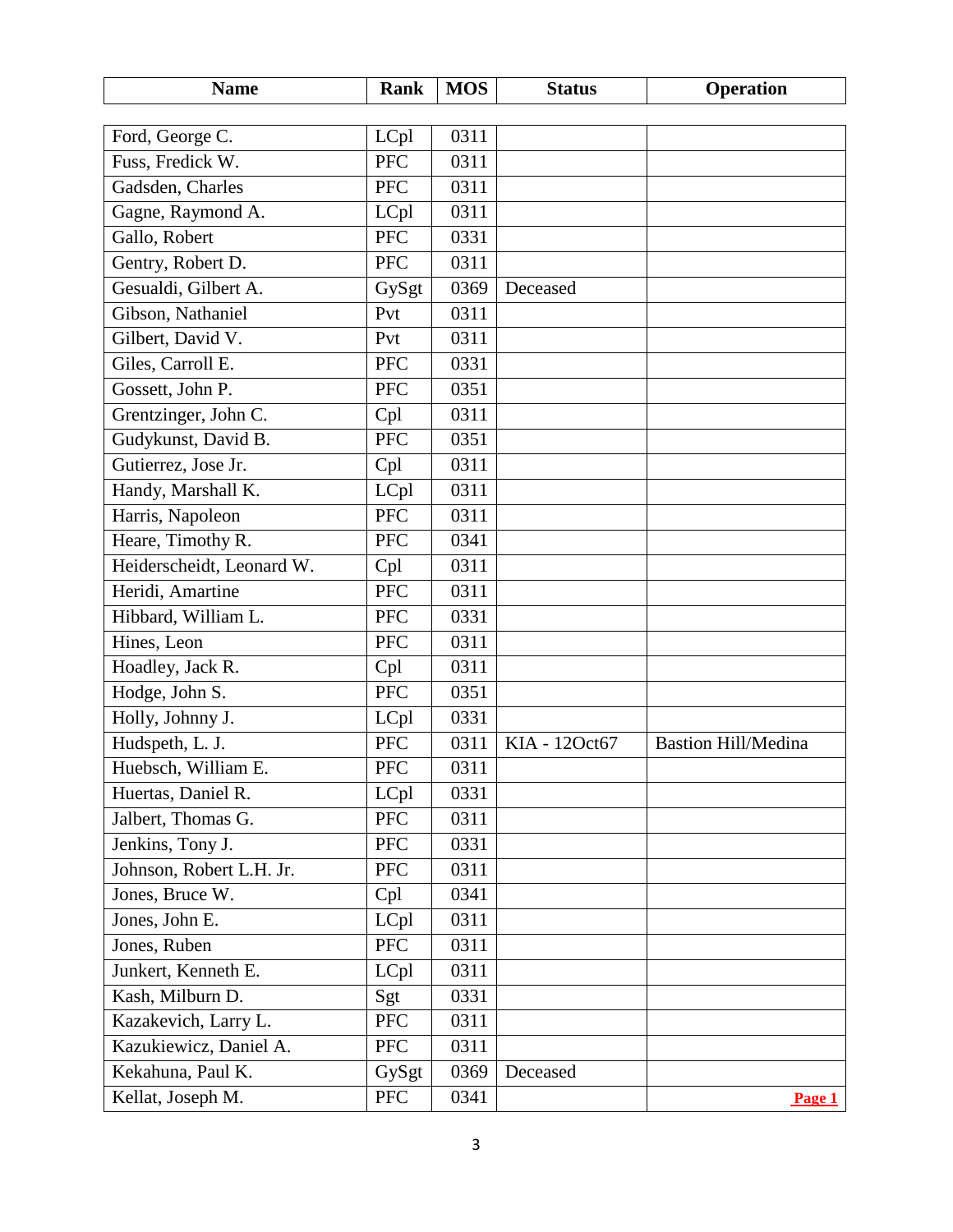| Name | Rank | MOS | Status | Operation |
|---|---|---|---|---|
| Ford, George C. | LCpl | 0311 | | |
| Fuss, Fredick W. | PFC | 0311 | | |
| Gadsden, Charles | PFC | 0311 | | |
| Gagne, Raymond A. | LCpl | 0311 | | |
| Gallo, Robert | PFC | 0331 | | |
| Gentry, Robert D. | PFC | 0311 | | |
| Gesualdi, Gilbert A. | GySgt | 0369 | Deceased | |
| Gibson, Nathaniel | Pvt | 0311 | | |
| Gilbert, David V. | Pvt | 0311 | | |
| Giles, Carroll E. | PFC | 0331 | | |
| Gossett, John P. | PFC | 0351 | | |
| Grentzinger, John C. | Cpl | 0311 | | |
| Gudykunst, David B. | PFC | 0351 | | |
| Gutierrez, Jose Jr. | Cpl | 0311 | | |
| Handy, Marshall K. | LCpl | 0311 | | |
| Harris, Napoleon | PFC | 0311 | | |
| Heare, Timothy R. | PFC | 0341 | | |
| Heiderscheidt, Leonard W. | Cpl | 0311 | | |
| Heridi, Amartine | PFC | 0311 | | |
| Hibbard, William L. | PFC | 0331 | | |
| Hines, Leon | PFC | 0311 | | |
| Hoadley, Jack R. | Cpl | 0311 | | |
| Hodge, John S. | PFC | 0351 | | |
| Holly, Johnny J. | LCpl | 0331 | | |
| Hudspeth, L. J. | PFC | 0311 | KIA - 12Oct67 | Bastion Hill/Medina |
| Huebsch, William E. | PFC | 0311 | | |
| Huertas, Daniel R. | LCpl | 0331 | | |
| Jalbert, Thomas G. | PFC | 0311 | | |
| Jenkins, Tony J. | PFC | 0331 | | |
| Johnson, Robert L.H. Jr. | PFC | 0311 | | |
| Jones, Bruce W. | Cpl | 0341 | | |
| Jones, John E. | LCpl | 0311 | | |
| Jones, Ruben | PFC | 0311 | | |
| Junkert, Kenneth E. | LCpl | 0311 | | |
| Kash, Milburn D. | Sgt | 0331 | | |
| Kazakevich, Larry L. | PFC | 0311 | | |
| Kazukiewicz, Daniel A. | PFC | 0311 | | |
| Kekahuna, Paul K. | GySgt | 0369 | Deceased | |
| Kellat, Joseph M. | PFC | 0341 | | Page 1 |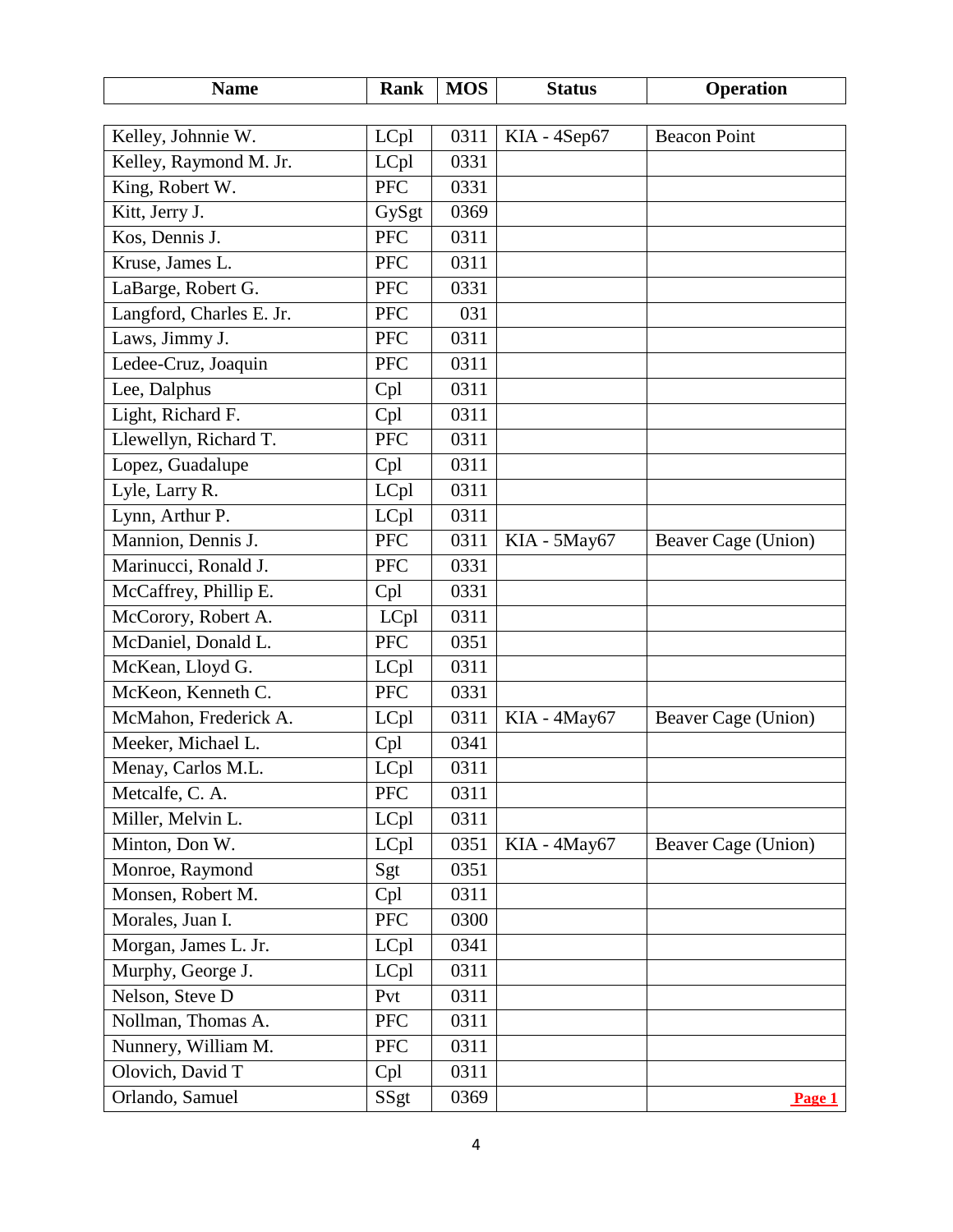| Name | Rank | MOS | Status | Operation |
|---|---|---|---|---|
| Kelley, Johnnie W. | LCpl | 0311 | KIA - 4Sep67 | Beacon Point |
| Kelley, Raymond M. Jr. | LCpl | 0331 | | |
| King, Robert W. | PFC | 0331 | | |
| Kitt, Jerry J. | GySgt | 0369 | | |
| Kos, Dennis J. | PFC | 0311 | | |
| Kruse, James L. | PFC | 0311 | | |
| LaBarge, Robert G. | PFC | 0331 | | |
| Langford, Charles E. Jr. | PFC | 031 | | |
| Laws, Jimmy J. | PFC | 0311 | | |
| Ledee-Cruz, Joaquin | PFC | 0311 | | |
| Lee, Dalphus | Cpl | 0311 | | |
| Light, Richard F. | Cpl | 0311 | | |
| Llewellyn, Richard T. | PFC | 0311 | | |
| Lopez, Guadalupe | Cpl | 0311 | | |
| Lyle, Larry R. | LCpl | 0311 | | |
| Lynn, Arthur P. | LCpl | 0311 | | |
| Mannion, Dennis J. | PFC | 0311 | KIA - 5May67 | Beaver Cage (Union) |
| Marinucci, Ronald J. | PFC | 0331 | | |
| McCaffrey, Phillip E. | Cpl | 0331 | | |
| McCorory, Robert A. | LCpl | 0311 | | |
| McDaniel, Donald L. | PFC | 0351 | | |
| McKean, Lloyd G. | LCpl | 0311 | | |
| McKeon, Kenneth C. | PFC | 0331 | | |
| McMahon, Frederick A. | LCpl | 0311 | KIA - 4May67 | Beaver Cage (Union) |
| Meeker, Michael L. | Cpl | 0341 | | |
| Menay, Carlos M.L. | LCpl | 0311 | | |
| Metcalfe, C. A. | PFC | 0311 | | |
| Miller, Melvin L. | LCpl | 0311 | | |
| Minton, Don W. | LCpl | 0351 | KIA - 4May67 | Beaver Cage (Union) |
| Monroe, Raymond | Sgt | 0351 | | |
| Monsen, Robert M. | Cpl | 0311 | | |
| Morales, Juan I. | PFC | 0300 | | |
| Morgan, James L. Jr. | LCpl | 0341 | | |
| Murphy, George J. | LCpl | 0311 | | |
| Nelson, Steve D | Pvt | 0311 | | |
| Nollman, Thomas A. | PFC | 0311 | | |
| Nunnery, William M. | PFC | 0311 | | |
| Olovich, David T | Cpl | 0311 | | |
| Orlando, Samuel | SSgt | 0369 | | **Page 1** |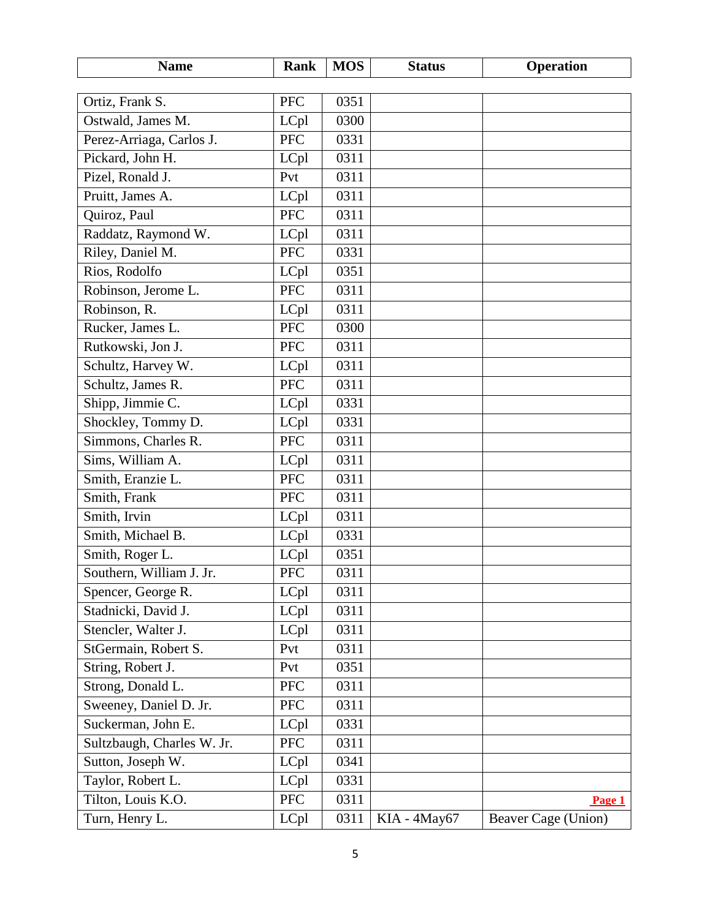| Name | Rank | MOS | Status | Operation |
|---|---|---|---|---|
| Ortiz, Frank S. | PFC | 0351 | | |
| Ostwald, James M. | LCpl | 0300 | | |
| Perez-Arriaga, Carlos J. | PFC | 0331 | | |
| Pickard, John H. | LCpl | 0311 | | |
| Pizel, Ronald J. | Pvt | 0311 | | |
| Pruitt, James A. | LCpl | 0311 | | |
| Quiroz, Paul | PFC | 0311 | | |
| Raddatz, Raymond W. | LCpl | 0311 | | |
| Riley, Daniel M. | PFC | 0331 | | |
| Rios, Rodolfo | LCpl | 0351 | | |
| Robinson, Jerome L. | PFC | 0311 | | |
| Robinson, R. | LCpl | 0311 | | |
| Rucker, James L. | PFC | 0300 | | |
| Rutkowski, Jon J. | PFC | 0311 | | |
| Schultz, Harvey W. | LCpl | 0311 | | |
| Schultz, James R. | PFC | 0311 | | |
| Shipp, Jimmie C. | LCpl | 0331 | | |
| Shockley, Tommy D. | LCpl | 0331 | | |
| Simmons, Charles R. | PFC | 0311 | | |
| Sims, William A. | LCpl | 0311 | | |
| Smith, Eranzie L. | PFC | 0311 | | |
| Smith, Frank | PFC | 0311 | | |
| Smith, Irvin | LCpl | 0311 | | |
| Smith, Michael B. | LCpl | 0331 | | |
| Smith, Roger L. | LCpl | 0351 | | |
| Southern, William J. Jr. | PFC | 0311 | | |
| Spencer, George R. | LCpl | 0311 | | |
| Stadnicki, David J. | LCpl | 0311 | | |
| Stencler, Walter J. | LCpl | 0311 | | |
| StGermain, Robert S. | Pvt | 0311 | | |
| String, Robert J. | Pvt | 0351 | | |
| Strong, Donald L. | PFC | 0311 | | |
| Sweeney, Daniel D. Jr. | PFC | 0311 | | |
| Suckerman, John E. | LCpl | 0331 | | |
| Sultzbaugh, Charles W. Jr. | PFC | 0311 | | |
| Sutton, Joseph W. | LCpl | 0341 | | |
| Taylor, Robert L. | LCpl | 0331 | | |
| Tilton, Louis K.O. | PFC | 0311 | | **Page 1** |
| Turn, Henry L. | LCpl | 0311 | KIA - 4May67 | Beaver Cage (Union) |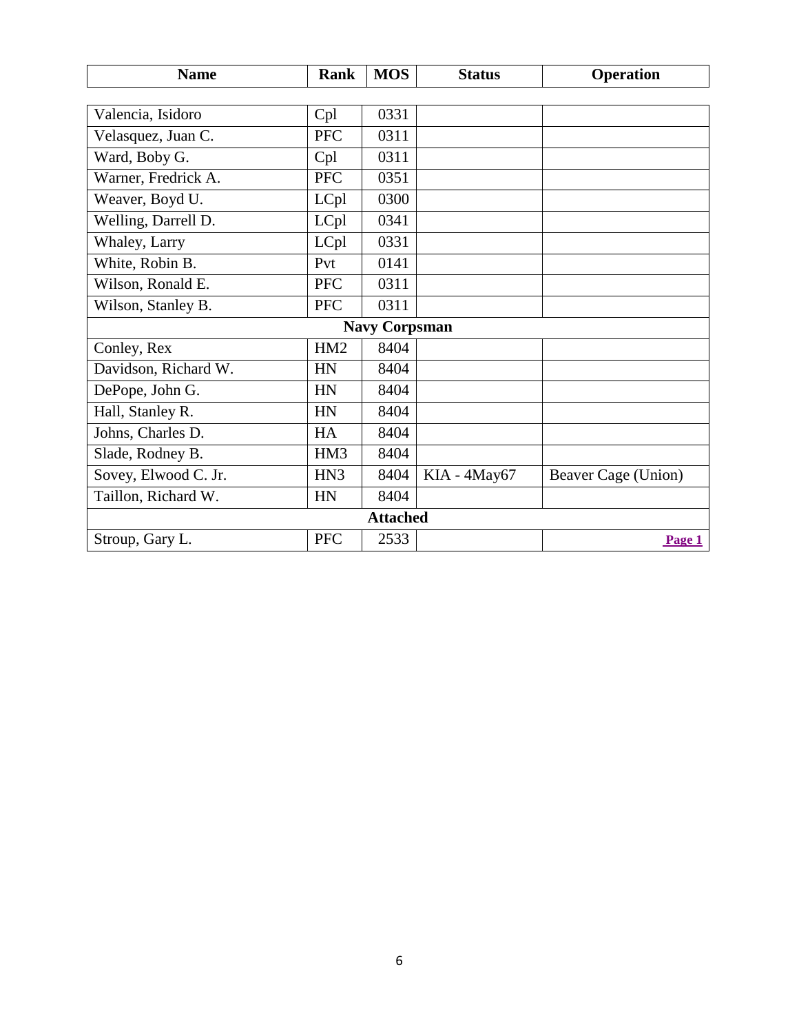| Name | Rank | MOS | Status | Operation |
|---|---|---|---|---|
| Valencia, Isidoro | Cpl | 0331 | | |
| Velasquez, Juan C. | PFC | 0311 | | |
| Ward, Boby G. | Cpl | 0311 | | |
| Warner, Fredrick A. | PFC | 0351 | | |
| Weaver, Boyd U. | LCpl | 0300 | | |
| Welling, Darrell D. | LCpl | 0341 | | |
| Whaley, Larry | LCpl | 0331 | | |
| White, Robin B. | Pvt | 0141 | | |
| Wilson, Ronald E. | PFC | 0311 | | |
| Wilson, Stanley B. | PFC | 0311 | | |
| **Navy Corpsman** | | | | |
| Conley, Rex | HM2 | 8404 | | |
| Davidson, Richard W. | HN | 8404 | | |
| DePope, John G. | HN | 8404 | | |
| Hall, Stanley R. | HN | 8404 | | |
| Johns, Charles D. | HA | 8404 | | |
| Slade, Rodney B. | HM3 | 8404 | | |
| Sovey, Elwood C. Jr. | HN3 | 8404 | KIA - 4May67 | Beaver Cage (Union) |
| Taillon, Richard W. | HN | 8404 | | |
| **Attached** | | | | |
| Stroup, Gary L. | PFC | 2533 | | Page 1 |